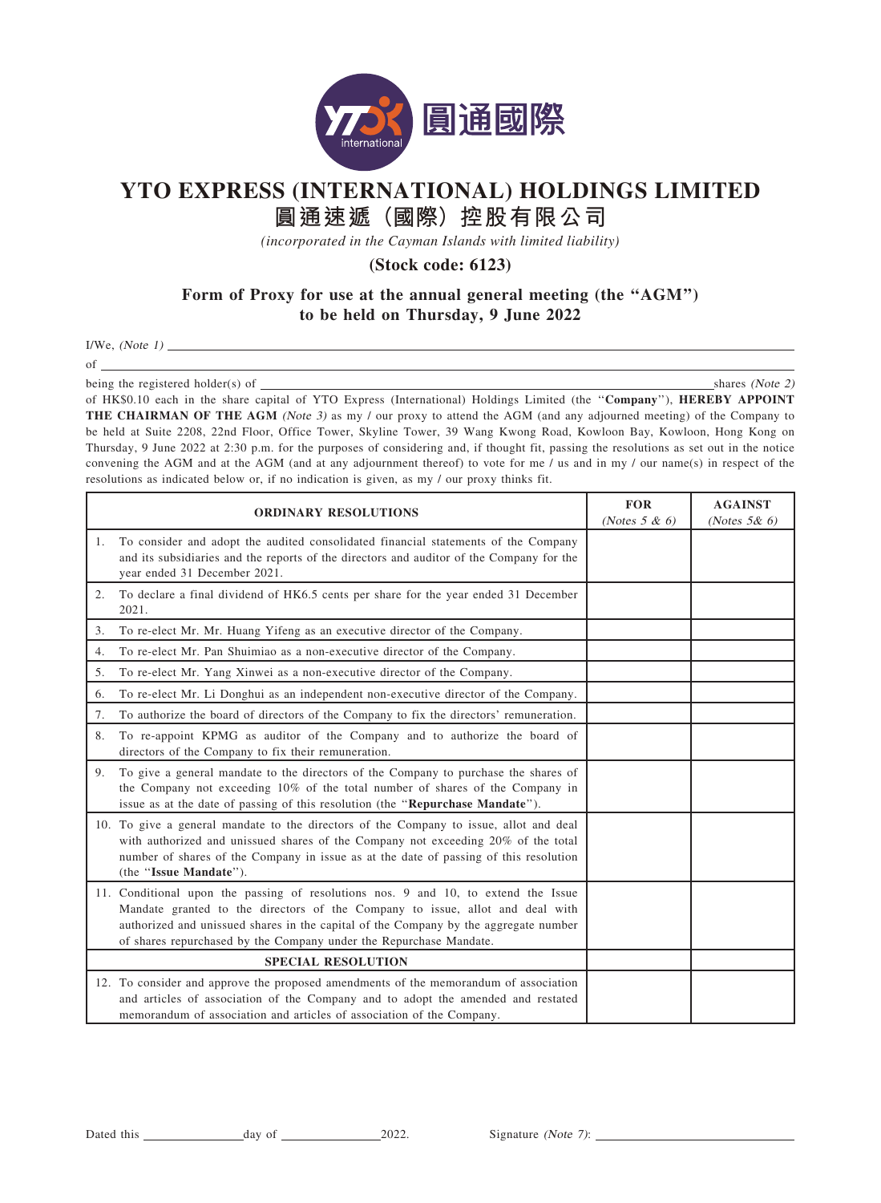# YTO EXPRESS (INTERNATIONAL) HOLDINGS LIMITED

# 圓通速遞（國際）控股有限公司

*(incorporated in the Cayman Islands with limited liability)*

**(Stock code: 6123)**

## Form of Proxy for use at the annual general meeting (the "AGM") to be held on Thursday, 9 June 2022

I/We, *(Note 1)* \_\_\_\_\_\_\_\_\_\_\_\_\_\_\_\_\_\_\_\_\_\_\_\_\_\_\_\_\_\_\_\_\_\_\_\_\_\_\_\_

of \_\_\_\_\_\_\_\_\_\_\_\_\_\_\_\_\_\_\_\_\_\_\_\_\_\_\_\_\_\_\_\_\_\_\_\_\_\_\_\_

being the registered holder(s) of \_\_\_\_\_\_\_\_\_\_\_\_\_\_\_\_\_\_\_\_ shares *(Note 2)* of HK$0.10 each in the share capital of YTO Express (International) Holdings Limited (the "**Company**"), **HEREBY APPOINT THE CHAIRMAN OF THE AGM** *(Note 3)* as my / our proxy to attend the AGM (and any adjourned meeting) of the Company to be held at Suite 2208, 22nd Floor, Office Tower, Skyline Tower, 39 Wang Kwong Road, Kowloon Bay, Kowloon, Hong Kong on Thursday, 9 June 2022 at 2:30 p.m. for the purposes of considering and, if thought fit, passing the resolutions as set out in the notice convening the AGM and at the AGM (and at any adjournment thereof) to vote for me / us and in my / our name(s) in respect of the resolutions as indicated below or, if no indication is given, as my / our proxy thinks fit.

| ORDINARY RESOLUTIONS | FOR *(Notes 5 & 6)* | AGAINST *(Notes 5& 6)* |
|---|---|---|
| 1. To consider and adopt the audited consolidated financial statements of the Company and its subsidiaries and the reports of the directors and auditor of the Company for the year ended 31 December 2021. | | |
| 2. To declare a final dividend of HK6.5 cents per share for the year ended 31 December 2021. | | |
| 3. To re-elect Mr. Mr. Huang Yifeng as an executive director of the Company. | | |
| 4. To re-elect Mr. Pan Shuimiao as a non-executive director of the Company. | | |
| 5. To re-elect Mr. Yang Xinwei as a non-executive director of the Company. | | |
| 6. To re-elect Mr. Li Donghui as an independent non-executive director of the Company. | | |
| 7. To authorize the board of directors of the Company to fix the directors' remuneration. | | |
| 8. To re-appoint KPMG as auditor of the Company and to authorize the board of directors of the Company to fix their remuneration. | | |
| 9. To give a general mandate to the directors of the Company to purchase the shares of the Company not exceeding 10% of the total number of shares of the Company in issue as at the date of passing of this resolution (the "**Repurchase Mandate**"). | | |
| 10. To give a general mandate to the directors of the Company to issue, allot and deal with authorized and unissued shares of the Company not exceeding 20% of the total number of shares of the Company in issue as at the date of passing of this resolution (the "**Issue Mandate**"). | | |
| 11. Conditional upon the passing of resolutions nos. 9 and 10, to extend the Issue Mandate granted to the directors of the Company to issue, allot and deal with authorized and unissued shares in the capital of the Company by the aggregate number of shares repurchased by the Company under the Repurchase Mandate. | | |
| **SPECIAL RESOLUTION** | | |
| 12. To consider and approve the proposed amendments of the memorandum of association and articles of association of the Company and to adopt the amended and restated memorandum of association and articles of association of the Company. | | |

Dated this \_\_\_\_\_\_\_\_ day of \_\_\_\_\_\_\_\_ 2022. Signature *(Note 7)*: \_\_\_\_\_\_\_\_\_\_\_\_\_\_\_\_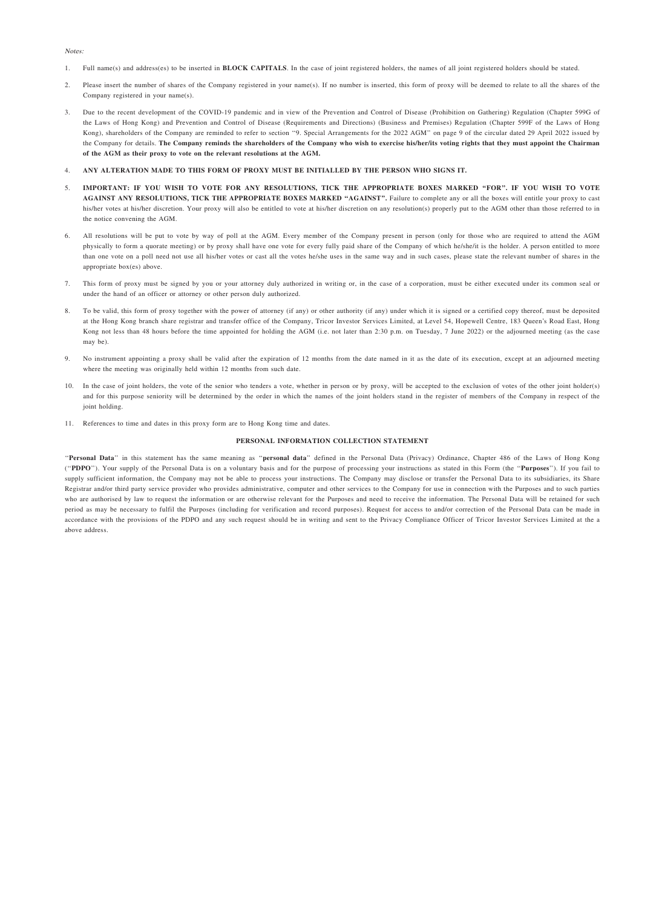*Notes:*

1. Full name(s) and address(es) to be inserted in **BLOCK CAPITALS**. In the case of joint registered holders, the names of all joint registered holders should be stated.

2. Please insert the number of shares of the Company registered in your name(s). If no number is inserted, this form of proxy will be deemed to relate to all the shares of the Company registered in your name(s).

3. Due to the recent development of the COVID-19 pandemic and in view of the Prevention and Control of Disease (Prohibition on Gathering) Regulation (Chapter 599G of the Laws of Hong Kong) and Prevention and Control of Disease (Requirements and Directions) (Business and Premises) Regulation (Chapter 599F of the Laws of Hong Kong), shareholders of the Company are reminded to refer to section "9. Special Arrangements for the 2022 AGM" on page 9 of the circular dated 29 April 2022 issued by the Company for details. **The Company reminds the shareholders of the Company who wish to exercise his/her/its voting rights that they must appoint the Chairman of the AGM as their proxy to vote on the relevant resolutions at the AGM.**

4. **ANY ALTERATION MADE TO THIS FORM OF PROXY MUST BE INITIALLED BY THE PERSON WHO SIGNS IT.**

5. **IMPORTANT: IF YOU WISH TO VOTE FOR ANY RESOLUTIONS, TICK THE APPROPRIATE BOXES MARKED "FOR". IF YOU WISH TO VOTE AGAINST ANY RESOLUTIONS, TICK THE APPROPRIATE BOXES MARKED "AGAINST".** Failure to complete any or all the boxes will entitle your proxy to cast his/her votes at his/her discretion. Your proxy will also be entitled to vote at his/her discretion on any resolution(s) properly put to the AGM other than those referred to in the notice convening the AGM.

6. All resolutions will be put to vote by way of poll at the AGM. Every member of the Company present in person (only for those who are required to attend the AGM physically to form a quorate meeting) or by proxy shall have one vote for every fully paid share of the Company of which he/she/it is the holder. A person entitled to more than one vote on a poll need not use all his/her votes or cast all the votes he/she uses in the same way and in such cases, please state the relevant number of shares in the appropriate box(es) above.

7. This form of proxy must be signed by you or your attorney duly authorized in writing or, in the case of a corporation, must be either executed under its common seal or under the hand of an officer or attorney or other person duly authorized.

8. To be valid, this form of proxy together with the power of attorney (if any) or other authority (if any) under which it is signed or a certified copy thereof, must be deposited at the Hong Kong branch share registrar and transfer office of the Company, Tricor Investor Services Limited, at Level 54, Hopewell Centre, 183 Queen's Road East, Hong Kong not less than 48 hours before the time appointed for holding the AGM (i.e. not later than 2:30 p.m. on Tuesday, 7 June 2022) or the adjourned meeting (as the case may be).

9. No instrument appointing a proxy shall be valid after the expiration of 12 months from the date named in it as the date of its execution, except at an adjourned meeting where the meeting was originally held within 12 months from such date.

10. In the case of joint holders, the vote of the senior who tenders a vote, whether in person or by proxy, will be accepted to the exclusion of votes of the other joint holder(s) and for this purpose seniority will be determined by the order in which the names of the joint holders stand in the register of members of the Company in respect of the joint holding.

11. References to time and dates in this proxy form are to Hong Kong time and dates.

## PERSONAL INFORMATION COLLECTION STATEMENT

"**Personal Data**" in this statement has the same meaning as "**personal data**" defined in the Personal Data (Privacy) Ordinance, Chapter 486 of the Laws of Hong Kong ("**PDPO**"). Your supply of the Personal Data is on a voluntary basis and for the purpose of processing your instructions as stated in this Form (the "**Purposes**"). If you fail to supply sufficient information, the Company may not be able to process your instructions. The Company may disclose or transfer the Personal Data to its subsidiaries, its Share Registrar and/or third party service provider who provides administrative, computer and other services to the Company for use in connection with the Purposes and to such parties who are authorised by law to request the information or are otherwise relevant for the Purposes and need to receive the information. The Personal Data will be retained for such period as may be necessary to fulfil the Purposes (including for verification and record purposes). Request for access to and/or correction of the Personal Data can be made in accordance with the provisions of the PDPO and any such request should be in writing and sent to the Privacy Compliance Officer of Tricor Investor Services Limited at the a above address.